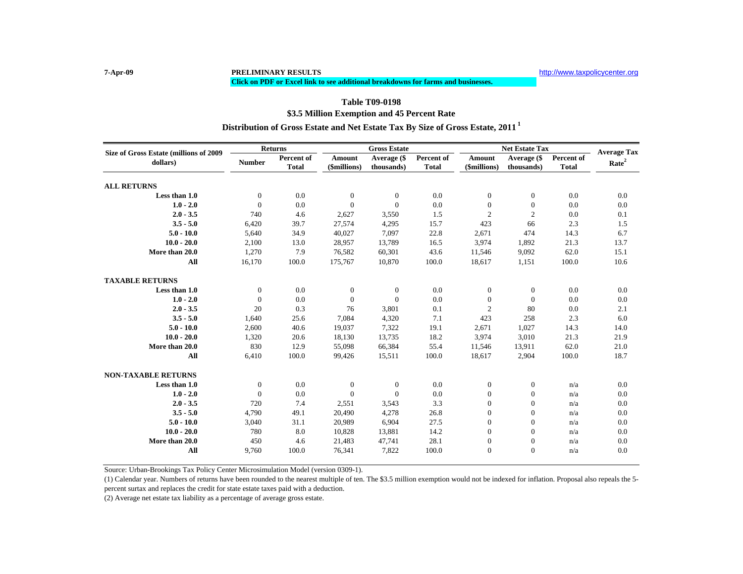7-Apr-09

**PRELIMINARY RESULTS**

http://www.taxpolicycenter.org

**Click on PDF or Excel link to see additional breakdowns for farms and businesses.**

## Table T09-0198

## $3.5 Million Exemption and 45 Percent Rate

## Distribution of Gross Estate and Net Estate Tax By Size of Gross Estate, 2011 [1]

| Size of Gross Estate (millions of 2009 dollars) | Returns | | Gross Estate | | | Net Estate Tax | | | Average Tax Rate[2] |
|---|---|---|---|---|---|---|---|---|---|
| | Number | Percent of Total | Amount ($millions) | Average ($ thousands) | Percent of Total | Amount ($millions) | Average ($ thousands) | Percent of Total | |
| **ALL RETURNS** | | | | | | | | | |
| **Less than 1.0** | 0 | 0.0 | 0 | 0 | 0.0 | 0 | 0 | 0.0 | 0.0 |
| **1.0 - 2.0** | 0 | 0.0 | 0 | 0 | 0.0 | 0 | 0 | 0.0 | 0.0 |
| **2.0 - 3.5** | 740 | 4.6 | 2,627 | 3,550 | 1.5 | 2 | 2 | 0.0 | 0.1 |
| **3.5 - 5.0** | 6,420 | 39.7 | 27,574 | 4,295 | 15.7 | 423 | 66 | 2.3 | 1.5 |
| **5.0 - 10.0** | 5,640 | 34.9 | 40,027 | 7,097 | 22.8 | 2,671 | 474 | 14.3 | 6.7 |
| **10.0 - 20.0** | 2,100 | 13.0 | 28,957 | 13,789 | 16.5 | 3,974 | 1,892 | 21.3 | 13.7 |
| **More than 20.0** | 1,270 | 7.9 | 76,582 | 60,301 | 43.6 | 11,546 | 9,092 | 62.0 | 15.1 |
| **All** | 16,170 | 100.0 | 175,767 | 10,870 | 100.0 | 18,617 | 1,151 | 100.0 | 10.6 |
| **TAXABLE RETURNS** | | | | | | | | | |
| **Less than 1.0** | 0 | 0.0 | 0 | 0 | 0.0 | 0 | 0 | 0.0 | 0.0 |
| **1.0 - 2.0** | 0 | 0.0 | 0 | 0 | 0.0 | 0 | 0 | 0.0 | 0.0 |
| **2.0 - 3.5** | 20 | 0.3 | 76 | 3,801 | 0.1 | 2 | 80 | 0.0 | 2.1 |
| **3.5 - 5.0** | 1,640 | 25.6 | 7,084 | 4,320 | 7.1 | 423 | 258 | 2.3 | 6.0 |
| **5.0 - 10.0** | 2,600 | 40.6 | 19,037 | 7,322 | 19.1 | 2,671 | 1,027 | 14.3 | 14.0 |
| **10.0 - 20.0** | 1,320 | 20.6 | 18,130 | 13,735 | 18.2 | 3,974 | 3,010 | 21.3 | 21.9 |
| **More than 20.0** | 830 | 12.9 | 55,098 | 66,384 | 55.4 | 11,546 | 13,911 | 62.0 | 21.0 |
| **All** | 6,410 | 100.0 | 99,426 | 15,511 | 100.0 | 18,617 | 2,904 | 100.0 | 18.7 |
| **NON-TAXABLE RETURNS** | | | | | | | | | |
| **Less than 1.0** | 0 | 0.0 | 0 | 0 | 0.0 | 0 | 0 | n/a | 0.0 |
| **1.0 - 2.0** | 0 | 0.0 | 0 | 0 | 0.0 | 0 | 0 | n/a | 0.0 |
| **2.0 - 3.5** | 720 | 7.4 | 2,551 | 3,543 | 3.3 | 0 | 0 | n/a | 0.0 |
| **3.5 - 5.0** | 4,790 | 49.1 | 20,490 | 4,278 | 26.8 | 0 | 0 | n/a | 0.0 |
| **5.0 - 10.0** | 3,040 | 31.1 | 20,989 | 6,904 | 27.5 | 0 | 0 | n/a | 0.0 |
| **10.0 - 20.0** | 780 | 8.0 | 10,828 | 13,881 | 14.2 | 0 | 0 | n/a | 0.0 |
| **More than 20.0** | 450 | 4.6 | 21,483 | 47,741 | 28.1 | 0 | 0 | n/a | 0.0 |
| **All** | 9,760 | 100.0 | 76,341 | 7,822 | 100.0 | 0 | 0 | n/a | 0.0 |

Source: Urban-Brookings Tax Policy Center Microsimulation Model (version 0309-1).

(1) Calendar year. Numbers of returns have been rounded to the nearest multiple of ten. The $3.5 million exemption would not be indexed for inflation. Proposal also repeals the 5-percent surtax and replaces the credit for state estate taxes paid with a deduction.

(2) Average net estate tax liability as a percentage of average gross estate.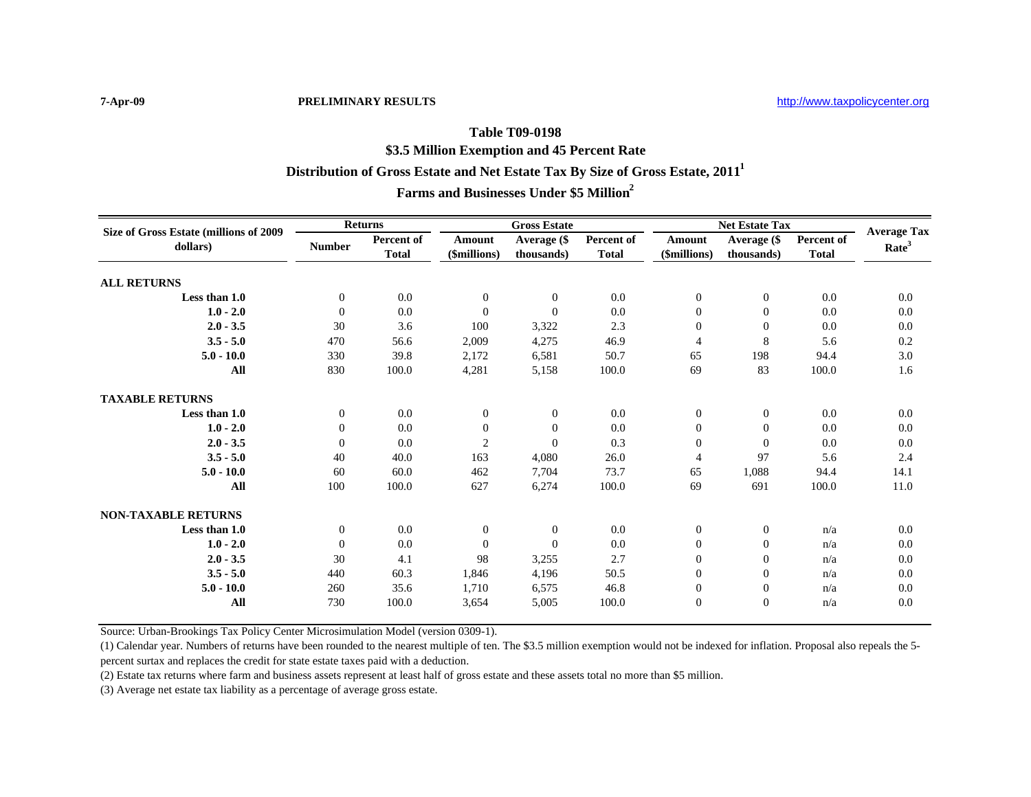7-Apr-09 **PRELIMINARY RESULTS** http://www.taxpolicycenter.org

## Table T09-0198

## $3.5 Million Exemption and 45 Percent Rate

## Distribution of Gross Estate and Net Estate Tax By Size of Gross Estate, 2011[1]

## Farms and Businesses Under $5 Million[2]

| Size of Gross Estate (millions of 2009 dollars) | Returns | | Gross Estate | | | Net Estate Tax | | | Average Tax Rate[3] |
|---|---|---|---|---|---|---|---|---|---|
| | Number | Percent of Total | Amount ($millions) | Average ($ thousands) | Percent of Total | Amount ($millions) | Average ($ thousands) | Percent of Total | |
| **ALL RETURNS** | | | | | | | | | |
| **Less than 1.0** | 0 | 0.0 | 0 | 0 | 0.0 | 0 | 0 | 0.0 | 0.0 |
| **1.0 - 2.0** | 0 | 0.0 | 0 | 0 | 0.0 | 0 | 0 | 0.0 | 0.0 |
| **2.0 - 3.5** | 30 | 3.6 | 100 | 3,322 | 2.3 | 0 | 0 | 0.0 | 0.0 |
| **3.5 - 5.0** | 470 | 56.6 | 2,009 | 4,275 | 46.9 | 4 | 8 | 5.6 | 0.2 |
| **5.0 - 10.0** | 330 | 39.8 | 2,172 | 6,581 | 50.7 | 65 | 198 | 94.4 | 3.0 |
| **All** | 830 | 100.0 | 4,281 | 5,158 | 100.0 | 69 | 83 | 100.0 | 1.6 |
| **TAXABLE RETURNS** | | | | | | | | | |
| **Less than 1.0** | 0 | 0.0 | 0 | 0 | 0.0 | 0 | 0 | 0.0 | 0.0 |
| **1.0 - 2.0** | 0 | 0.0 | 0 | 0 | 0.0 | 0 | 0 | 0.0 | 0.0 |
| **2.0 - 3.5** | 0 | 0.0 | 2 | 0 | 0.3 | 0 | 0 | 0.0 | 0.0 |
| **3.5 - 5.0** | 40 | 40.0 | 163 | 4,080 | 26.0 | 4 | 97 | 5.6 | 2.4 |
| **5.0 - 10.0** | 60 | 60.0 | 462 | 7,704 | 73.7 | 65 | 1,088 | 94.4 | 14.1 |
| **All** | 100 | 100.0 | 627 | 6,274 | 100.0 | 69 | 691 | 100.0 | 11.0 |
| **NON-TAXABLE RETURNS** | | | | | | | | | |
| **Less than 1.0** | 0 | 0.0 | 0 | 0 | 0.0 | 0 | 0 | n/a | 0.0 |
| **1.0 - 2.0** | 0 | 0.0 | 0 | 0 | 0.0 | 0 | 0 | n/a | 0.0 |
| **2.0 - 3.5** | 30 | 4.1 | 98 | 3,255 | 2.7 | 0 | 0 | n/a | 0.0 |
| **3.5 - 5.0** | 440 | 60.3 | 1,846 | 4,196 | 50.5 | 0 | 0 | n/a | 0.0 |
| **5.0 - 10.0** | 260 | 35.6 | 1,710 | 6,575 | 46.8 | 0 | 0 | n/a | 0.0 |
| **All** | 730 | 100.0 | 3,654 | 5,005 | 100.0 | 0 | 0 | n/a | 0.0 |

Source: Urban-Brookings Tax Policy Center Microsimulation Model (version 0309-1).

(1) Calendar year. Numbers of returns have been rounded to the nearest multiple of ten. The $3.5 million exemption would not be indexed for inflation. Proposal also repeals the 5-percent surtax and replaces the credit for state estate taxes paid with a deduction.

(2) Estate tax returns where farm and business assets represent at least half of gross estate and these assets total no more than $5 million.

(3) Average net estate tax liability as a percentage of average gross estate.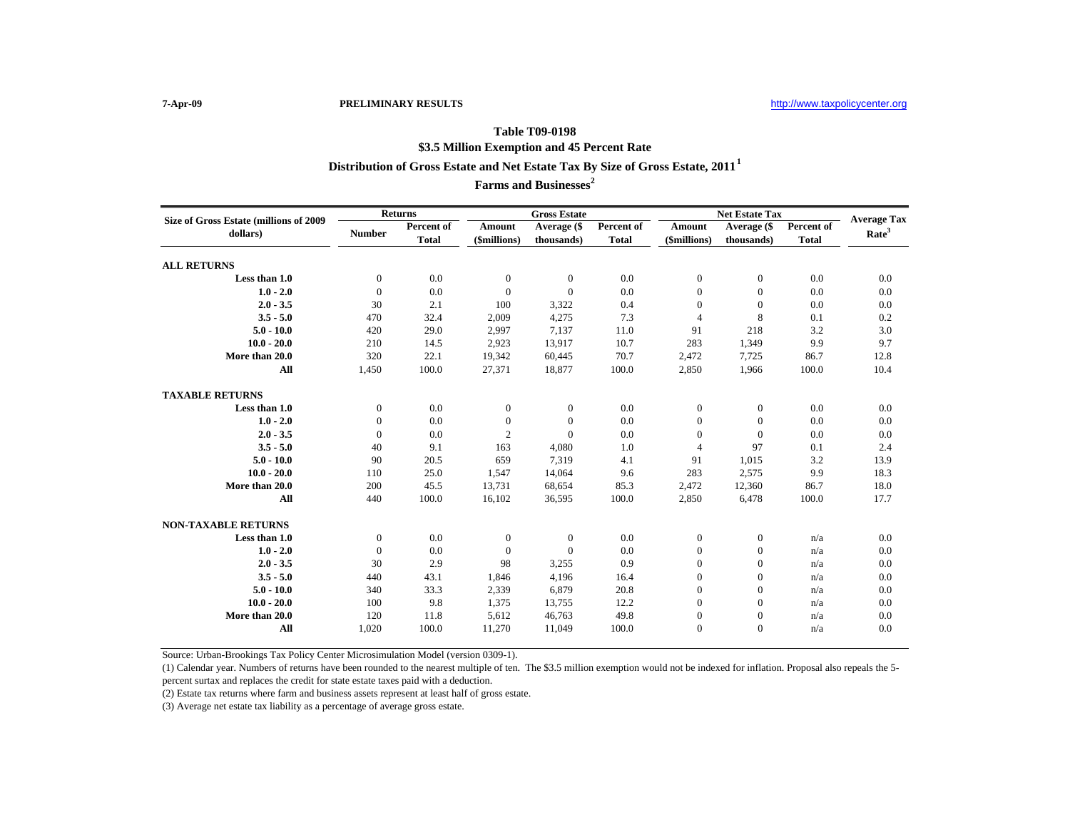7-Apr-09 **PRELIMINARY RESULTS** http://www.taxpolicycenter.org

## Table T09-0198
## $3.5 Million Exemption and 45 Percent Rate
## Distribution of Gross Estate and Net Estate Tax By Size of Gross Estate, 2011[1]
## Farms and Businesses[2]

| Size of Gross Estate (millions of 2009 dollars) | Returns | | Gross Estate | | | Net Estate Tax | | | Average Tax Rate[3] |
|---|---|---|---|---|---|---|---|---|---|
| | Number | Percent of Total | Amount ($millions) | Average ($ thousands) | Percent of Total | Amount ($millions) | Average ($ thousands) | Percent of Total | |
| **ALL RETURNS** | | | | | | | | | |
| **Less than 1.0** | 0 | 0.0 | 0 | 0 | 0.0 | 0 | 0 | 0.0 | 0.0 |
| **1.0 - 2.0** | 0 | 0.0 | 0 | 0 | 0.0 | 0 | 0 | 0.0 | 0.0 |
| **2.0 - 3.5** | 30 | 2.1 | 100 | 3,322 | 0.4 | 0 | 0 | 0.0 | 0.0 |
| **3.5 - 5.0** | 470 | 32.4 | 2,009 | 4,275 | 7.3 | 4 | 8 | 0.1 | 0.2 |
| **5.0 - 10.0** | 420 | 29.0 | 2,997 | 7,137 | 11.0 | 91 | 218 | 3.2 | 3.0 |
| **10.0 - 20.0** | 210 | 14.5 | 2,923 | 13,917 | 10.7 | 283 | 1,349 | 9.9 | 9.7 |
| **More than 20.0** | 320 | 22.1 | 19,342 | 60,445 | 70.7 | 2,472 | 7,725 | 86.7 | 12.8 |
| **All** | 1,450 | 100.0 | 27,371 | 18,877 | 100.0 | 2,850 | 1,966 | 100.0 | 10.4 |
| **TAXABLE RETURNS** | | | | | | | | | |
| **Less than 1.0** | 0 | 0.0 | 0 | 0 | 0.0 | 0 | 0 | 0.0 | 0.0 |
| **1.0 - 2.0** | 0 | 0.0 | 0 | 0 | 0.0 | 0 | 0 | 0.0 | 0.0 |
| **2.0 - 3.5** | 0 | 0.0 | 2 | 0 | 0.0 | 0 | 0 | 0.0 | 0.0 |
| **3.5 - 5.0** | 40 | 9.1 | 163 | 4,080 | 1.0 | 4 | 97 | 0.1 | 2.4 |
| **5.0 - 10.0** | 90 | 20.5 | 659 | 7,319 | 4.1 | 91 | 1,015 | 3.2 | 13.9 |
| **10.0 - 20.0** | 110 | 25.0 | 1,547 | 14,064 | 9.6 | 283 | 2,575 | 9.9 | 18.3 |
| **More than 20.0** | 200 | 45.5 | 13,731 | 68,654 | 85.3 | 2,472 | 12,360 | 86.7 | 18.0 |
| **All** | 440 | 100.0 | 16,102 | 36,595 | 100.0 | 2,850 | 6,478 | 100.0 | 17.7 |
| **NON-TAXABLE RETURNS** | | | | | | | | | |
| **Less than 1.0** | 0 | 0.0 | 0 | 0 | 0.0 | 0 | 0 | n/a | 0.0 |
| **1.0 - 2.0** | 0 | 0.0 | 0 | 0 | 0.0 | 0 | 0 | n/a | 0.0 |
| **2.0 - 3.5** | 30 | 2.9 | 98 | 3,255 | 0.9 | 0 | 0 | n/a | 0.0 |
| **3.5 - 5.0** | 440 | 43.1 | 1,846 | 4,196 | 16.4 | 0 | 0 | n/a | 0.0 |
| **5.0 - 10.0** | 340 | 33.3 | 2,339 | 6,879 | 20.8 | 0 | 0 | n/a | 0.0 |
| **10.0 - 20.0** | 100 | 9.8 | 1,375 | 13,755 | 12.2 | 0 | 0 | n/a | 0.0 |
| **More than 20.0** | 120 | 11.8 | 5,612 | 46,763 | 49.8 | 0 | 0 | n/a | 0.0 |
| **All** | 1,020 | 100.0 | 11,270 | 11,049 | 100.0 | 0 | 0 | n/a | 0.0 |

Source: Urban-Brookings Tax Policy Center Microsimulation Model (version 0309-1).

(1) Calendar year. Numbers of returns have been rounded to the nearest multiple of ten. The $3.5 million exemption would not be indexed for inflation. Proposal also repeals the 5-percent surtax and replaces the credit for state estate taxes paid with a deduction.

(2) Estate tax returns where farm and business assets represent at least half of gross estate.

(3) Average net estate tax liability as a percentage of average gross estate.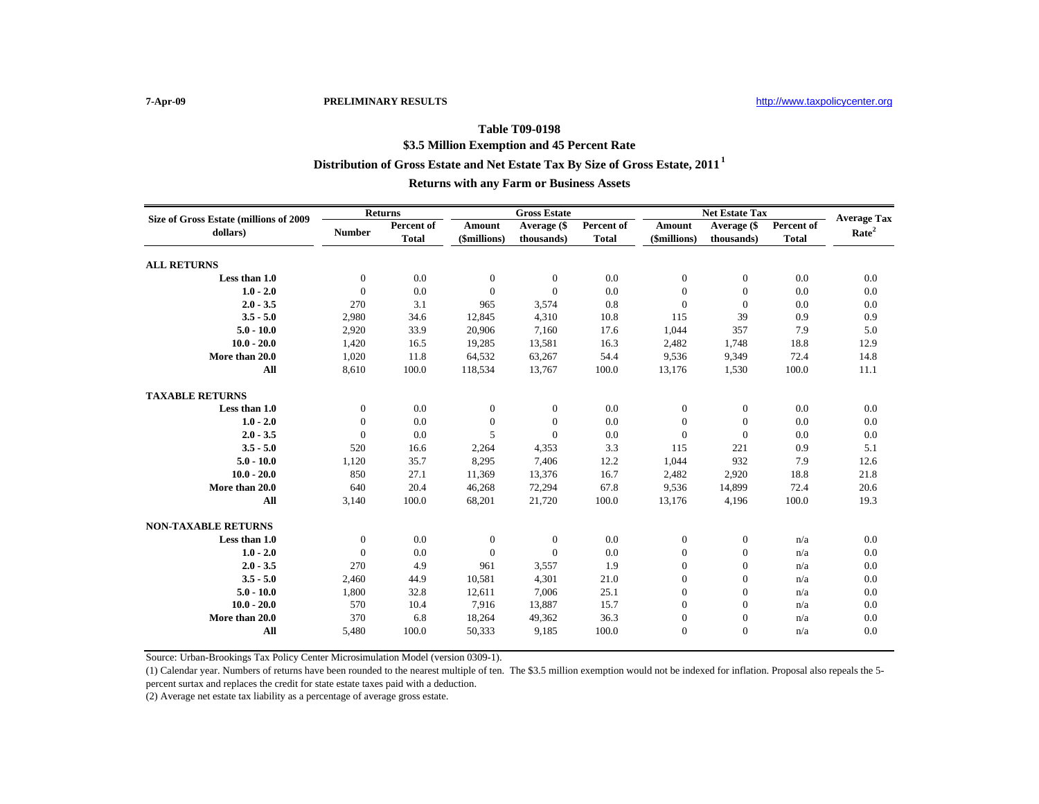7-Apr-09 PRELIMINARY RESULTS http://www.taxpolicycenter.org

## Table T09-0198

### \$3.5 Million Exemption and 45 Percent Rate

### Distribution of Gross Estate and Net Estate Tax By Size of Gross Estate, 2011 [1]

### Returns with any Farm or Business Assets

| Size of Gross Estate (millions of 2009 dollars) | Returns | | Gross Estate | | | Net Estate Tax | | | Average Tax Rate [2] |
|---|---|---|---|---|---|---|---|---|---|
| | Number | Percent of Total | Amount (\$millions) | Average (\$ thousands) | Percent of Total | Amount (\$millions) | Average (\$ thousands) | Percent of Total | |
| **ALL RETURNS** | | | | | | | | | |
| **Less than 1.0** | 0 | 0.0 | 0 | 0 | 0.0 | 0 | 0 | 0.0 | 0.0 |
| **1.0 - 2.0** | 0 | 0.0 | 0 | 0 | 0.0 | 0 | 0 | 0.0 | 0.0 |
| **2.0 - 3.5** | 270 | 3.1 | 965 | 3,574 | 0.8 | 0 | 0 | 0.0 | 0.0 |
| **3.5 - 5.0** | 2,980 | 34.6 | 12,845 | 4,310 | 10.8 | 115 | 39 | 0.9 | 0.9 |
| **5.0 - 10.0** | 2,920 | 33.9 | 20,906 | 7,160 | 17.6 | 1,044 | 357 | 7.9 | 5.0 |
| **10.0 - 20.0** | 1,420 | 16.5 | 19,285 | 13,581 | 16.3 | 2,482 | 1,748 | 18.8 | 12.9 |
| **More than 20.0** | 1,020 | 11.8 | 64,532 | 63,267 | 54.4 | 9,536 | 9,349 | 72.4 | 14.8 |
| **All** | 8,610 | 100.0 | 118,534 | 13,767 | 100.0 | 13,176 | 1,530 | 100.0 | 11.1 |
| **TAXABLE RETURNS** | | | | | | | | | |
| **Less than 1.0** | 0 | 0.0 | 0 | 0 | 0.0 | 0 | 0 | 0.0 | 0.0 |
| **1.0 - 2.0** | 0 | 0.0 | 0 | 0 | 0.0 | 0 | 0 | 0.0 | 0.0 |
| **2.0 - 3.5** | 0 | 0.0 | 5 | 0 | 0.0 | 0 | 0 | 0.0 | 0.0 |
| **3.5 - 5.0** | 520 | 16.6 | 2,264 | 4,353 | 3.3 | 115 | 221 | 0.9 | 5.1 |
| **5.0 - 10.0** | 1,120 | 35.7 | 8,295 | 7,406 | 12.2 | 1,044 | 932 | 7.9 | 12.6 |
| **10.0 - 20.0** | 850 | 27.1 | 11,369 | 13,376 | 16.7 | 2,482 | 2,920 | 18.8 | 21.8 |
| **More than 20.0** | 640 | 20.4 | 46,268 | 72,294 | 67.8 | 9,536 | 14,899 | 72.4 | 20.6 |
| **All** | 3,140 | 100.0 | 68,201 | 21,720 | 100.0 | 13,176 | 4,196 | 100.0 | 19.3 |
| **NON-TAXABLE RETURNS** | | | | | | | | | |
| **Less than 1.0** | 0 | 0.0 | 0 | 0 | 0.0 | 0 | 0 | n/a | 0.0 |
| **1.0 - 2.0** | 0 | 0.0 | 0 | 0 | 0.0 | 0 | 0 | n/a | 0.0 |
| **2.0 - 3.5** | 270 | 4.9 | 961 | 3,557 | 1.9 | 0 | 0 | n/a | 0.0 |
| **3.5 - 5.0** | 2,460 | 44.9 | 10,581 | 4,301 | 21.0 | 0 | 0 | n/a | 0.0 |
| **5.0 - 10.0** | 1,800 | 32.8 | 12,611 | 7,006 | 25.1 | 0 | 0 | n/a | 0.0 |
| **10.0 - 20.0** | 570 | 10.4 | 7,916 | 13,887 | 15.7 | 0 | 0 | n/a | 0.0 |
| **More than 20.0** | 370 | 6.8 | 18,264 | 49,362 | 36.3 | 0 | 0 | n/a | 0.0 |
| **All** | 5,480 | 100.0 | 50,333 | 9,185 | 100.0 | 0 | 0 | n/a | 0.0 |

Source: Urban-Brookings Tax Policy Center Microsimulation Model (version 0309-1).

(1) Calendar year. Numbers of returns have been rounded to the nearest multiple of ten. The \$3.5 million exemption would not be indexed for inflation. Proposal also repeals the 5-percent surtax and replaces the credit for state estate taxes paid with a deduction.

(2) Average net estate tax liability as a percentage of average gross estate.